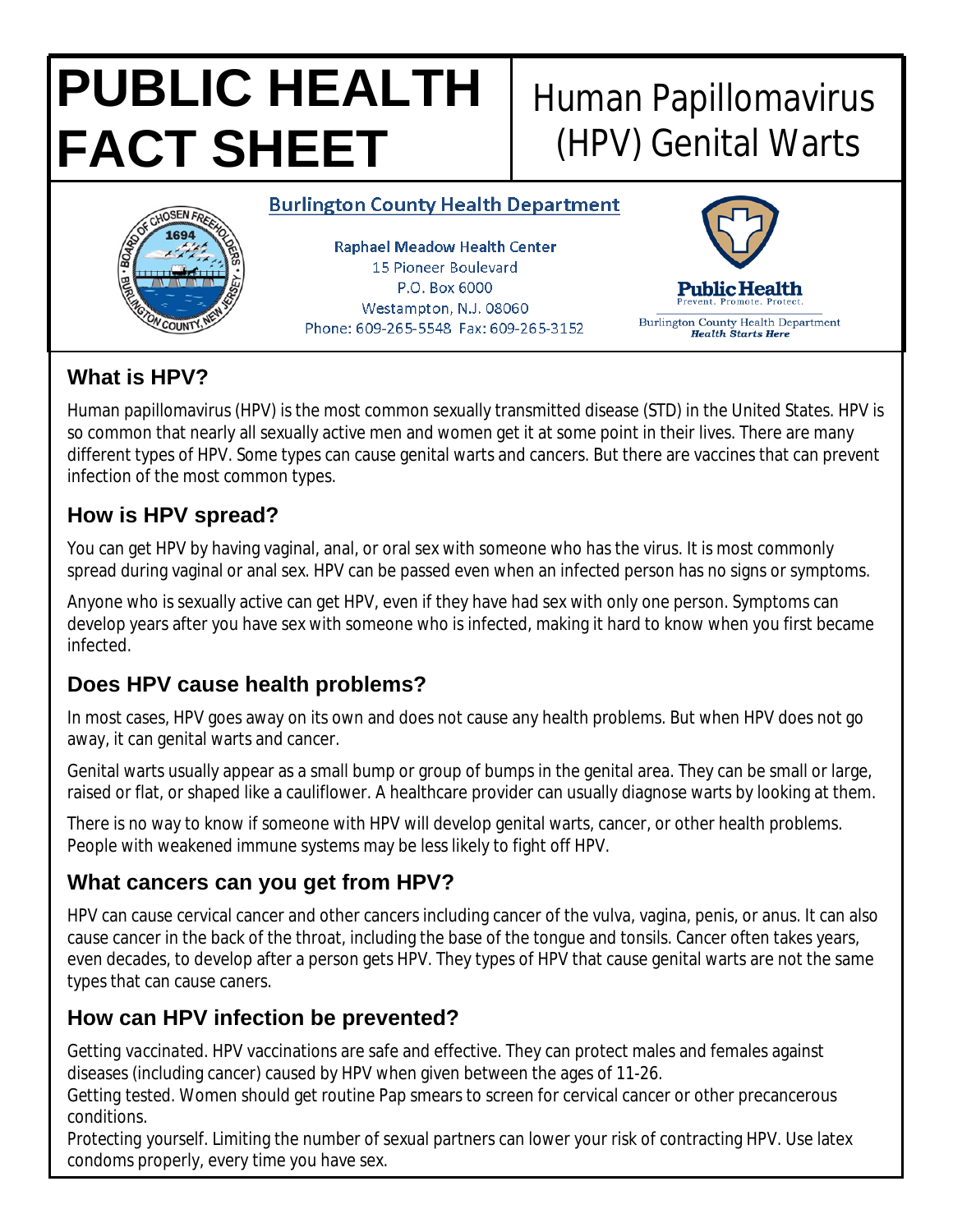# PUBLIC HEALTH FACT SHEET

# Human Papillomavirus (HPV) Genital Warts

**Burlington County Health Department**

Raphael Meadow Health Center
15 Pioneer Boulevard
P.O. Box 6000
Westampton, N.J. 08060
Phone: 609-265-5548 Fax: 609-265-3152

**Public Health**
Prevent. Promote. Protect.
Burlington County Health Department
*Health Starts Here*

## What is HPV?

Human papillomavirus (HPV) is the most common sexually transmitted disease (STD) in the United States. HPV is so common that nearly all sexually active men and women get it at some point in their lives. There are many different types of HPV. Some types can cause genital warts and cancers. But there are vaccines that can prevent infection of the most common types.

## How is HPV spread?

You can get HPV by having vaginal, anal, or oral sex with someone who has the virus. It is most commonly spread during vaginal or anal sex. HPV can be passed even when an infected person has no signs or symptoms.

Anyone who is sexually active can get HPV, even if they have had sex with only one person. Symptoms can develop years after you have sex with someone who is infected, making it hard to know when you first became infected.

## Does HPV cause health problems?

In most cases, HPV goes away on its own and does not cause any health problems. But when HPV does not go away, it can genital warts and cancer.

Genital warts usually appear as a small bump or group of bumps in the genital area. They can be small or large, raised or flat, or shaped like a cauliflower. A healthcare provider can usually diagnose warts by looking at them.

There is no way to know if someone with HPV will develop genital warts, cancer, or other health problems. People with weakened immune systems may be less likely to fight off HPV.

## What cancers can you get from HPV?

HPV can cause cervical cancer and other cancers including cancer of the vulva, vagina, penis, or anus. It can also cause cancer in the back of the throat, including the base of the tongue and tonsils. Cancer often takes years, even decades, to develop after a person gets HPV. They types of HPV that cause genital warts are not the same types that can cause caners.

## How can HPV infection be prevented?

Getting vaccinated. HPV vaccinations are safe and effective. They can protect males and females against diseases (including cancer) caused by HPV when given between the ages of 11-26.
Getting tested. Women should get routine Pap smears to screen for cervical cancer or other precancerous conditions.
Protecting yourself. Limiting the number of sexual partners can lower your risk of contracting HPV. Use latex condoms properly, every time you have sex.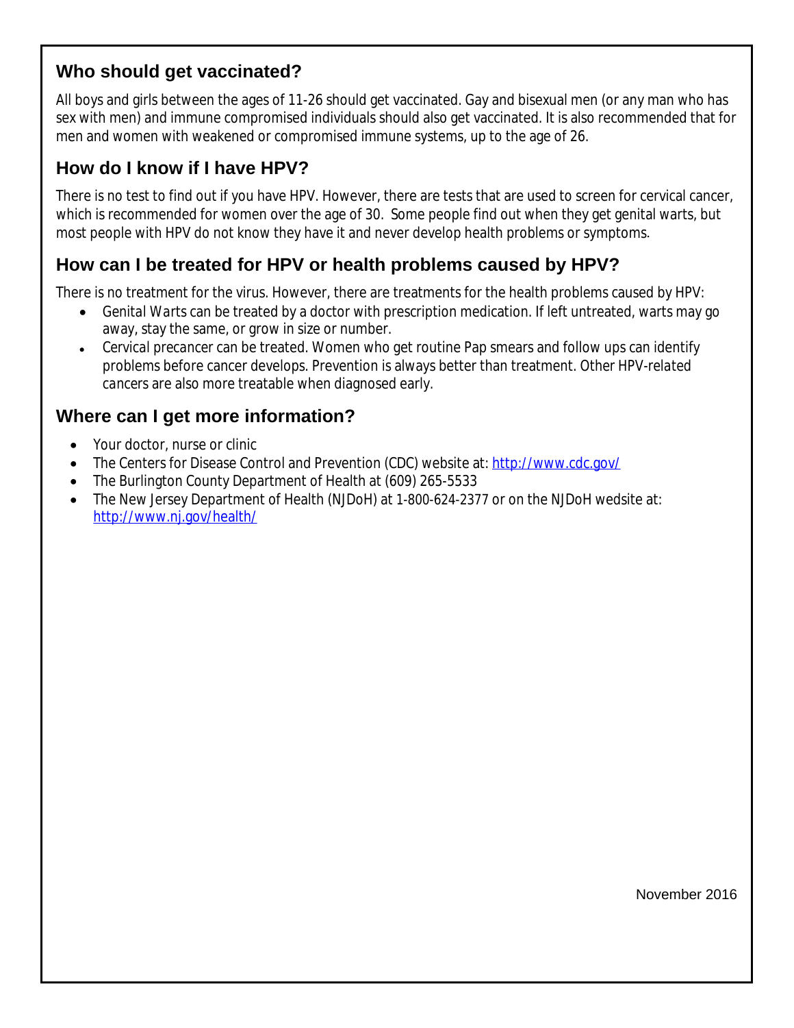## Who should get vaccinated?

All boys and girls between the ages of 11-26 should get vaccinated. Gay and bisexual men (or any man who has sex with men) and immune compromised individuals should also get vaccinated. It is also recommended that for men and women with weakened or compromised immune systems, up to the age of 26.

## How do I know if I have HPV?

There is no test to find out if you have HPV. However, there are tests that are used to screen for cervical cancer, which is recommended for women over the age of 30. Some people find out when they get genital warts, but most people with HPV do not know they have it and never develop health problems or symptoms.

## How can I be treated for HPV or health problems caused by HPV?

There is no treatment for the virus. However, there are treatments for the health problems caused by HPV:

- Genital Warts can be treated by a doctor with prescription medication. If left untreated, warts may go away, stay the same, or grow in size or number.
- Cervical precancer can be treated. Women who get routine Pap smears and follow ups can identify problems before cancer develops. Prevention is always better than treatment. Other HPV-related cancers are also more treatable when diagnosed early.

## Where can I get more information?

- Your doctor, nurse or clinic
- The Centers for Disease Control and Prevention (CDC) website at: http://www.cdc.gov/
- The Burlington County Department of Health at (609) 265-5533
- The New Jersey Department of Health (NJDoH) at 1-800-624-2377 or on the NJDoH wedsite at: http://www.nj.gov/health/

November 2016